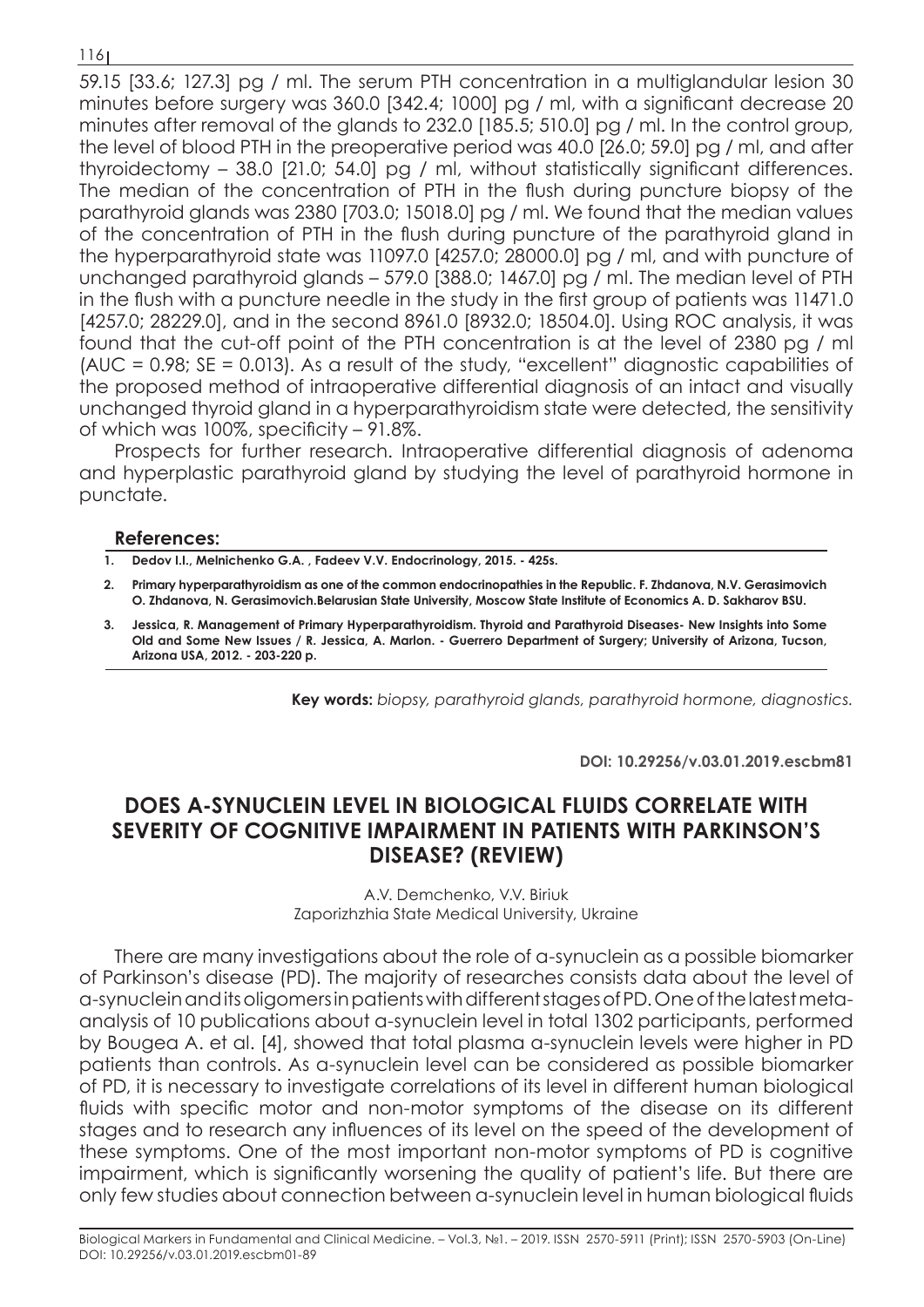59.15 [33.6; 127.3] pg / ml. The serum PTH concentration in a multiglandular lesion 30 minutes before surgery was 360.0 [342.4; 1000] pg / ml, with a significant decrease 20 minutes after removal of the glands to 232.0 [185.5; 510.0] pg / ml. In the control group, the level of blood PTH in the preoperative period was 40.0 [26.0; 59.0] pg / ml, and after thyroidectomy – 38.0 [21.0; 54.0] pg / ml, without statistically significant differences. The median of the concentration of PTH in the flush during puncture biopsy of the parathyroid glands was 2380 [703.0; 15018.0] pg / ml. We found that the median values of the concentration of PTH in the flush during puncture of the parathyroid gland in the hyperparathyroid state was 11097.0 [4257.0; 28000.0] pg / ml, and with puncture of unchanged parathyroid glands – 579.0 [388.0; 1467.0] pg / ml. The median level of PTH in the flush with a puncture needle in the study in the first group of patients was 11471.0 [4257.0; 28229.0], and in the second 8961.0 [8932.0; 18504.0]. Using ROC analysis, it was found that the cut-off point of the PTH concentration is at the level of 2380 pg / ml (AUC = 0.98; SE = 0.013). As a result of the study, "excellent" diagnostic capabilities of the proposed method of intraoperative differential diagnosis of an intact and visually unchanged thyroid gland in a hyperparathyroidism state were detected, the sensitivity of which was 100%, specificity – 91.8%.

Prospects for further research. Intraoperative differential diagnosis of adenoma and hyperplastic parathyroid gland by studying the level of parathyroid hormone in punctate.

**References:**

1. **Dedov I.I., Melnichenko G.A. , Fadeev V.V. Endocrinology, 2015. - 425s.**
2. **Primary hyperparathyroidism as one of the common endocrinopathies in the Republic. F. Zhdanova, N.V. Gerasimovich O. Zhdanova, N. Gerasimovich.Belarusian State University, Moscow State Institute of Economics A. D. Sakharov BSU.**
3. **Jessica, R. Management of Primary Hyperparathyroidism. Thyroid and Parathyroid Diseases- New Insights into Some Old and Some New Issues / R. Jessica, A. Marlon. - Guerrero Department of Surgery; University of Arizona, Tucson, Arizona USA, 2012. - 203-220 p.**

**Key words:** *biopsy, parathyroid glands, parathyroid hormone, diagnostics.*

**DOI: 10.29256/v.03.01.2019.escbm81**

## DOES A-SYNUCLEIN LEVEL IN BIOLOGICAL FLUIDS CORRELATE WITH SEVERITY OF COGNITIVE IMPAIRMENT IN PATIENTS WITH PARKINSON'S DISEASE? (REVIEW)

A.V. Demchenko, V.V. Biriuk
Zaporizhzhia State Medical University, Ukraine

There are many investigations about the role of a-synuclein as a possible biomarker of Parkinson's disease (PD). The majority of researches consists data about the level of a-synuclein and its oligomers in patients with different stages of PD. One of the latest meta-analysis of 10 publications about a-synuclein level in total 1302 participants, performed by Bougea A. et al. [4], showed that total plasma a-synuclein levels were higher in PD patients than controls. As a-synuclein level can be considered as possible biomarker of PD, it is necessary to investigate correlations of its level in different human biological fluids with specific motor and non-motor symptoms of the disease on its different stages and to research any influences of its level on the speed of the development of these symptoms. One of the most important non-motor symptoms of PD is cognitive impairment, which is significantly worsening the quality of patient's life. But there are only few studies about connection between a-synuclein level in human biological fluids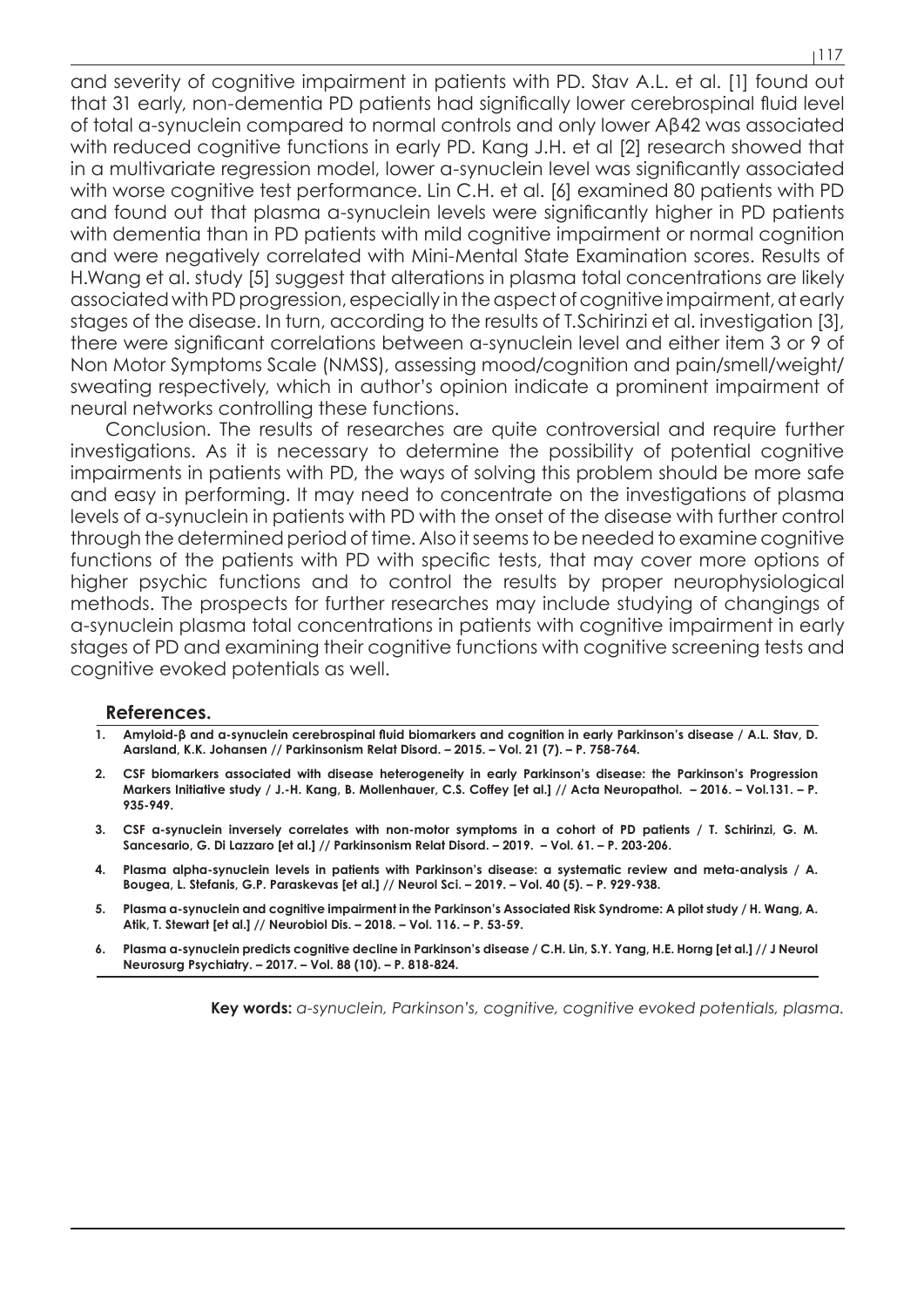and severity of cognitive impairment in patients with PD. Stav A.L. et al. [1] found out that 31 early, non-dementia PD patients had significally lower cerebrospinal fluid level of total a-synuclein compared to normal controls and only lower Aβ42 was associated with reduced cognitive functions in early PD. Kang J.H. et al [2] research showed that in a multivariate regression model, lower a-synuclein level was significantly associated with worse cognitive test performance. Lin C.H. et al. [6] examined 80 patients with PD and found out that plasma a-synuclein levels were significantly higher in PD patients with dementia than in PD patients with mild cognitive impairment or normal cognition and were negatively correlated with Mini-Mental State Examination scores. Results of H.Wang et al. study [5] suggest that alterations in plasma total concentrations are likely associated with PD progression, especially in the aspect of cognitive impairment, at early stages of the disease. In turn, according to the results of T.Schirinzi et al. investigation [3], there were significant correlations between a-synuclein level and either item 3 or 9 of Non Motor Symptoms Scale (NMSS), assessing mood/cognition and pain/smell/weight/ sweating respectively, which in author's opinion indicate a prominent impairment of neural networks controlling these functions.

Conclusion. The results of researches are quite controversial and require further investigations. As it is necessary to determine the possibility of potential cognitive impairments in patients with PD, the ways of solving this problem should be more safe and easy in performing. It may need to concentrate on the investigations of plasma levels of a-synuclein in patients with PD with the onset of the disease with further control through the determined period of time. Also it seems to be needed to examine cognitive functions of the patients with PD with specific tests, that may cover more options of higher psychic functions and to control the results by proper neurophysiological methods. The prospects for further researches may include studying of changings of a-synuclein plasma total concentrations in patients with cognitive impairment in early stages of PD and examining their cognitive functions with cognitive screening tests and cognitive evoked potentials as well.

## References.

1. **Amyloid-β and a-synuclein cerebrospinal fluid biomarkers and cognition in early Parkinson's disease / A.L. Stav, D. Aarsland, K.K. Johansen // Parkinsonism Relat Disord. – 2015. – Vol. 21 (7). – P. 758-764.**
2. **CSF biomarkers associated with disease heterogeneity in early Parkinson's disease: the Parkinson's Progression Markers Initiative study / J.-H. Kang, B. Mollenhauer, C.S. Coffey [et al.] // Acta Neuropathol. – 2016. – Vol.131. – P. 935-949.**
3. **CSF a-synuclein inversely correlates with non-motor symptoms in a cohort of PD patients / T. Schirinzi, G. M. Sancesario, G. Di Lazzaro [et al.] // Parkinsonism Relat Disord. – 2019. – Vol. 61. – P. 203-206.**
4. **Plasma alpha-synuclein levels in patients with Parkinson's disease: a systematic review and meta-analysis / A. Bougea, L. Stefanis, G.P. Paraskevas [et al.] // Neurol Sci. – 2019. – Vol. 40 (5). – P. 929-938.**
5. **Plasma a-synuclein and cognitive impairment in the Parkinson's Associated Risk Syndrome: A pilot study / H. Wang, A. Atik, T. Stewart [et al.] // Neurobiol Dis. – 2018. – Vol. 116. – P. 53-59.**
6. **Plasma a-synuclein predicts cognitive decline in Parkinson's disease / C.H. Lin, S.Y. Yang, H.E. Horng [et al.] // J Neurol Neurosurg Psychiatry. – 2017. – Vol. 88 (10). – P. 818-824.**

**Key words:** *a-synuclein, Parkinson's, cognitive, cognitive evoked potentials, plasma.*